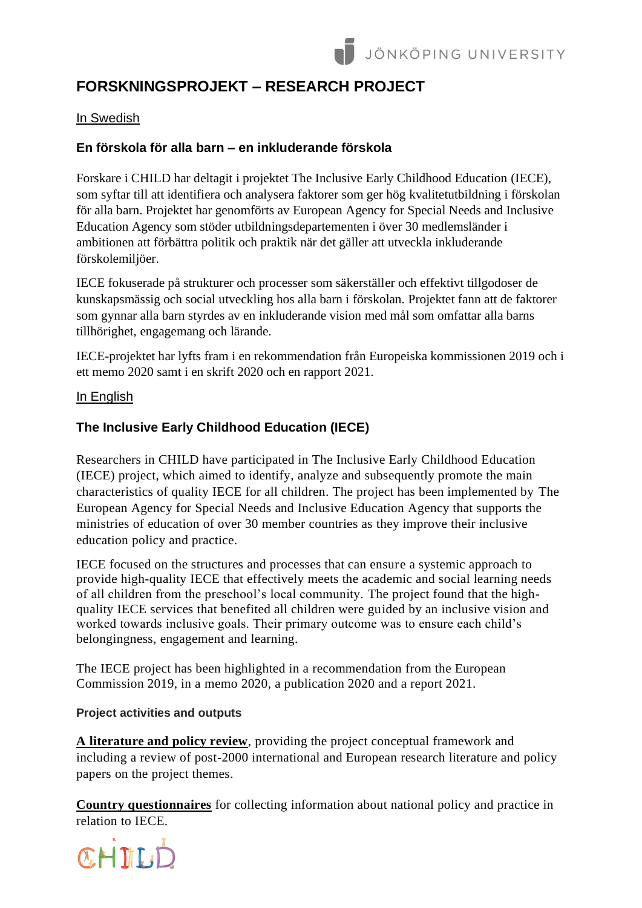# FORSKNINGSPROJEKT – RESEARCH PROJECT

In Swedish

### En förskola för alla barn – en inkluderande förskola

Forskare i CHILD har deltagit i projektet The Inclusive Early Childhood Education (IECE), som syftar till att identifiera och analysera faktorer som ger hög kvalitetutbildning i förskolan för alla barn. Projektet har genomförts av European Agency for Special Needs and Inclusive Education Agency som stöder utbildningsdepartementen i över 30 medlemsländer i ambitionen att förbättra politik och praktik när det gäller att utveckla inkluderande förskolemiljöer.

IECE fokuserade på strukturer och processer som säkerställer och effektivt tillgodoser de kunskapsmässig och social utveckling hos alla barn i förskolan. Projektet fann att de faktorer som gynnar alla barn styrdes av en inkluderande vision med mål som omfattar alla barns tillhörighet, engagemang och lärande.

IECE-projektet har lyfts fram i en rekommendation från Europeiska kommissionen 2019 och i ett memo 2020 samt i en skrift 2020 och en rapport 2021.

In English

### The Inclusive Early Childhood Education (IECE)

Researchers in CHILD have participated in The Inclusive Early Childhood Education (IECE) project, which aimed to identify, analyze and subsequently promote the main characteristics of quality IECE for all children. The project has been implemented by The European Agency for Special Needs and Inclusive Education Agency that supports the ministries of education of over 30 member countries as they improve their inclusive education policy and practice.

IECE focused on the structures and processes that can ensure a systemic approach to provide high-quality IECE that effectively meets the academic and social learning needs of all children from the preschool's local community. The project found that the high-quality IECE services that benefited all children were guided by an inclusive vision and worked towards inclusive goals. Their primary outcome was to ensure each child's belongingness, engagement and learning.

The IECE project has been highlighted in a recommendation from the European Commission 2019, in a memo 2020, a publication 2020 and a report 2021.

#### Project activities and outputs

**A literature and policy review**, providing the project conceptual framework and including a review of post-2000 international and European research literature and policy papers on the project themes.

**Country questionnaires** for collecting information about national policy and practice in relation to IECE.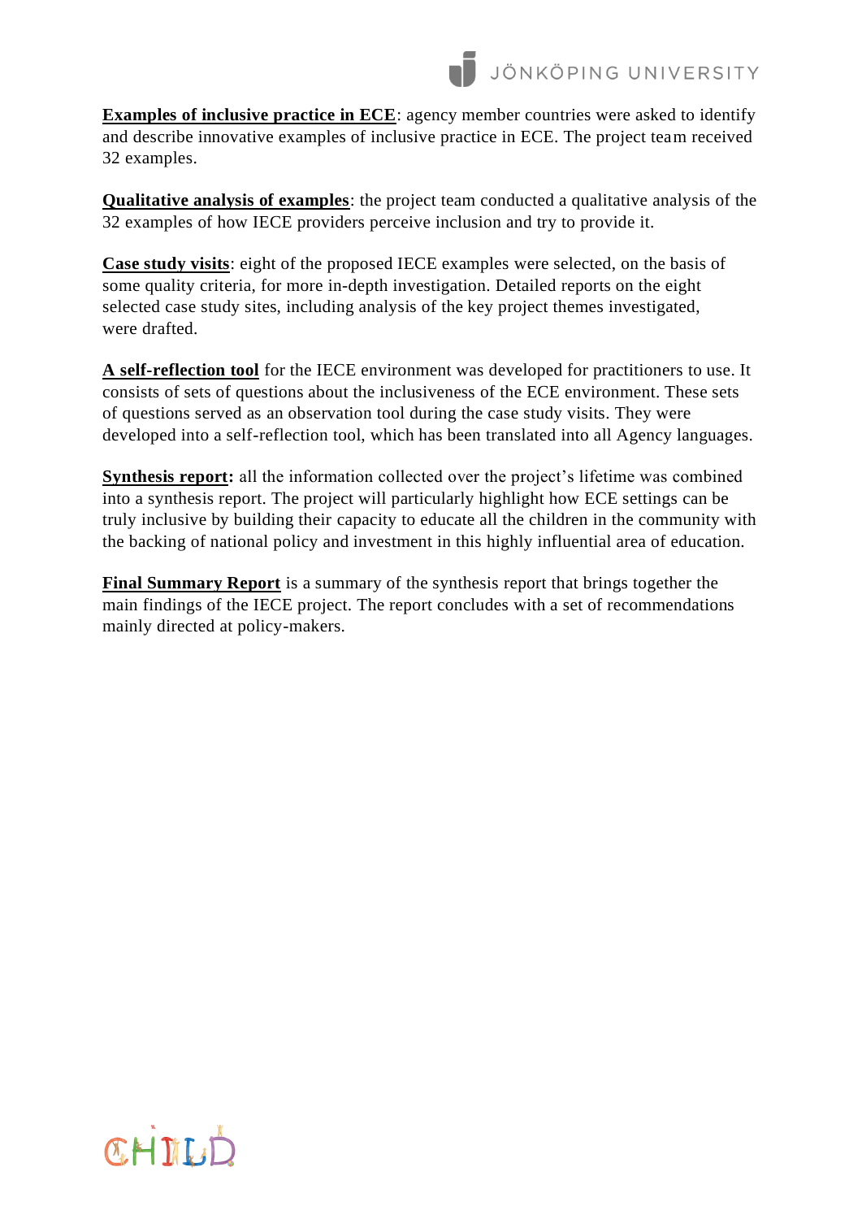**Examples of inclusive practice in ECE**: agency member countries were asked to identify and describe innovative examples of inclusive practice in ECE. The project team received 32 examples.

**Qualitative analysis of examples**: the project team conducted a qualitative analysis of the 32 examples of how IECE providers perceive inclusion and try to provide it.

**Case study visits**: eight of the proposed IECE examples were selected, on the basis of some quality criteria, for more in-depth investigation. Detailed reports on the eight selected case study sites, including analysis of the key project themes investigated, were drafted.

**A self-reflection tool** for the IECE environment was developed for practitioners to use. It consists of sets of questions about the inclusiveness of the ECE environment. These sets of questions served as an observation tool during the case study visits. They were developed into a self-reflection tool, which has been translated into all Agency languages.

**Synthesis report:** all the information collected over the project's lifetime was combined into a synthesis report. The project will particularly highlight how ECE settings can be truly inclusive by building their capacity to educate all the children in the community with the backing of national policy and investment in this highly influential area of education.

**Final Summary Report** is a summary of the synthesis report that brings together the main findings of the IECE project. The report concludes with a set of recommendations mainly directed at policy-makers.